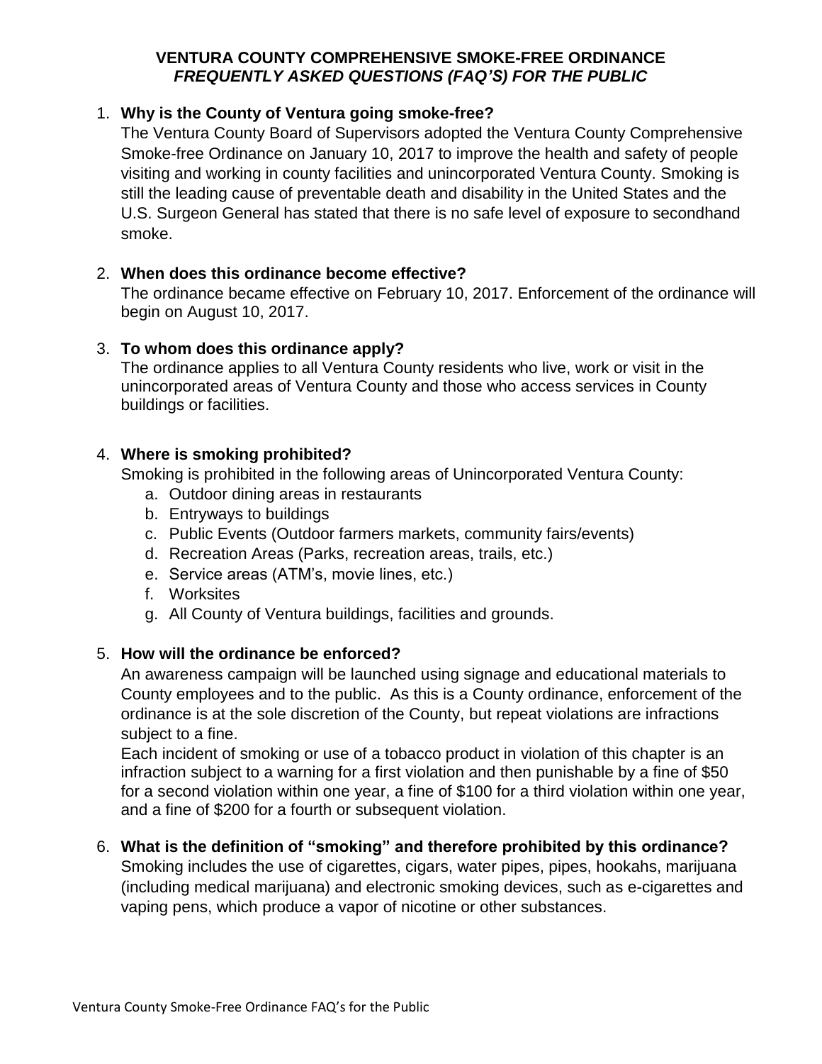# VENTURA COUNTY COMPREHENSIVE SMOKE-FREE ORDINANCE

## *FREQUENTLY ASKED QUESTIONS (FAQ'S) FOR THE PUBLIC*

1. **Why is the County of Ventura going smoke-free?**
   The Ventura County Board of Supervisors adopted the Ventura County Comprehensive Smoke-free Ordinance on January 10, 2017 to improve the health and safety of people visiting and working in county facilities and unincorporated Ventura County. Smoking is still the leading cause of preventable death and disability in the United States and the U.S. Surgeon General has stated that there is no safe level of exposure to secondhand smoke.

2. **When does this ordinance become effective?**
   The ordinance became effective on February 10, 2017. Enforcement of the ordinance will begin on August 10, 2017.

3. **To whom does this ordinance apply?**
   The ordinance applies to all Ventura County residents who live, work or visit in the unincorporated areas of Ventura County and those who access services in County buildings or facilities.

4. **Where is smoking prohibited?**
   Smoking is prohibited in the following areas of Unincorporated Ventura County:
   a. Outdoor dining areas in restaurants
   b. Entryways to buildings
   c. Public Events (Outdoor farmers markets, community fairs/events)
   d. Recreation Areas (Parks, recreation areas, trails, etc.)
   e. Service areas (ATM's, movie lines, etc.)
   f. Worksites
   g. All County of Ventura buildings, facilities and grounds.

5. **How will the ordinance be enforced?**
   An awareness campaign will be launched using signage and educational materials to County employees and to the public. As this is a County ordinance, enforcement of the ordinance is at the sole discretion of the County, but repeat violations are infractions subject to a fine.
   Each incident of smoking or use of a tobacco product in violation of this chapter is an infraction subject to a warning for a first violation and then punishable by a fine of $50 for a second violation within one year, a fine of $100 for a third violation within one year, and a fine of $200 for a fourth or subsequent violation.

6. **What is the definition of "smoking" and therefore prohibited by this ordinance?**
   Smoking includes the use of cigarettes, cigars, water pipes, pipes, hookahs, marijuana (including medical marijuana) and electronic smoking devices, such as e-cigarettes and vaping pens, which produce a vapor of nicotine or other substances.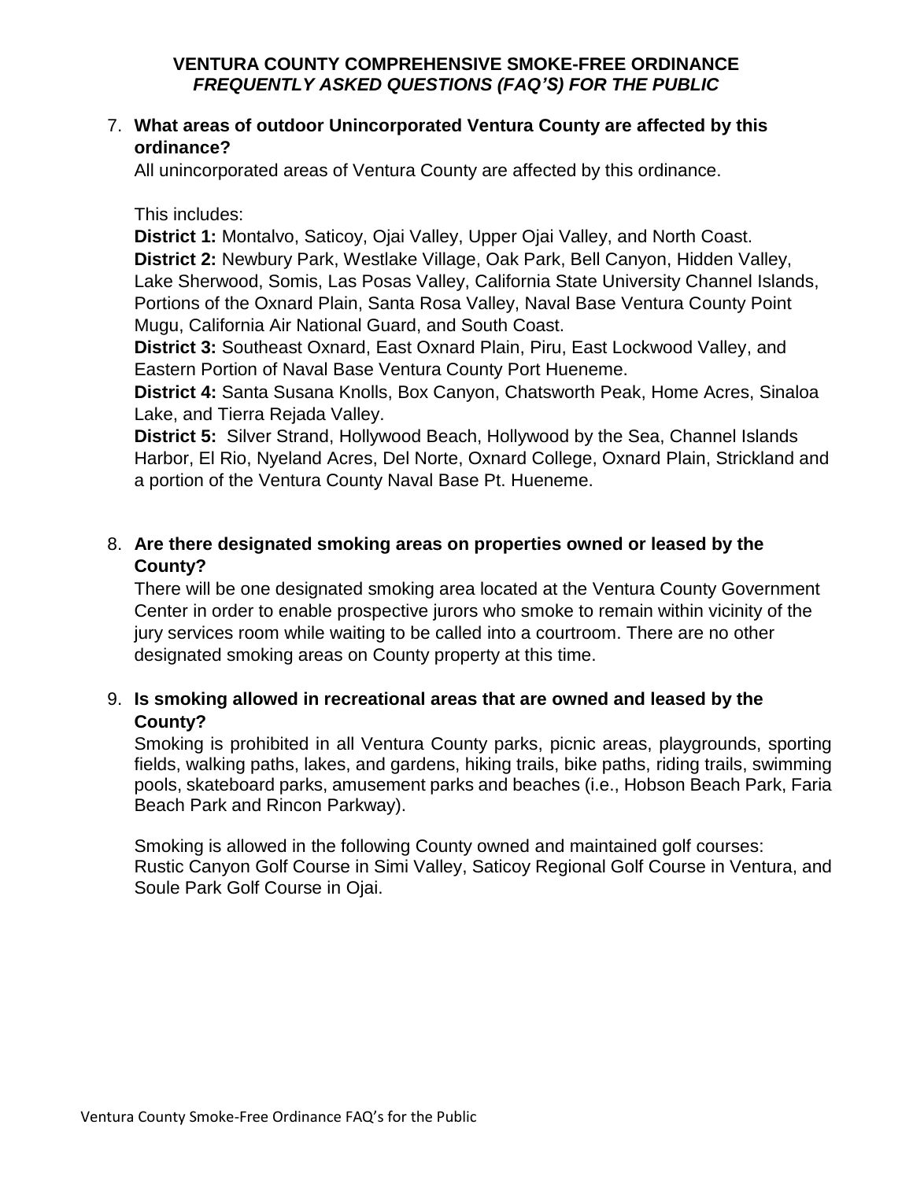**VENTURA COUNTY COMPREHENSIVE SMOKE-FREE ORDINANCE**
***FREQUENTLY ASKED QUESTIONS (FAQ'S) FOR THE PUBLIC***

7. **What areas of outdoor Unincorporated Ventura County are affected by this ordinance?**

   All unincorporated areas of Ventura County are affected by this ordinance.

   This includes:
   **District 1:** Montalvo, Saticoy, Ojai Valley, Upper Ojai Valley, and North Coast.
   **District 2:** Newbury Park, Westlake Village, Oak Park, Bell Canyon, Hidden Valley, Lake Sherwood, Somis, Las Posas Valley, California State University Channel Islands, Portions of the Oxnard Plain, Santa Rosa Valley, Naval Base Ventura County Point Mugu, California Air National Guard, and South Coast.
   **District 3:** Southeast Oxnard, East Oxnard Plain, Piru, East Lockwood Valley, and Eastern Portion of Naval Base Ventura County Port Hueneme.
   **District 4:** Santa Susana Knolls, Box Canyon, Chatsworth Peak, Home Acres, Sinaloa Lake, and Tierra Rejada Valley.
   **District 5:** Silver Strand, Hollywood Beach, Hollywood by the Sea, Channel Islands Harbor, El Rio, Nyeland Acres, Del Norte, Oxnard College, Oxnard Plain, Strickland and a portion of the Ventura County Naval Base Pt. Hueneme.

8. **Are there designated smoking areas on properties owned or leased by the County?**

   There will be one designated smoking area located at the Ventura County Government Center in order to enable prospective jurors who smoke to remain within vicinity of the jury services room while waiting to be called into a courtroom. There are no other designated smoking areas on County property at this time.

9. **Is smoking allowed in recreational areas that are owned and leased by the County?**

   Smoking is prohibited in all Ventura County parks, picnic areas, playgrounds, sporting fields, walking paths, lakes, and gardens, hiking trails, bike paths, riding trails, swimming pools, skateboard parks, amusement parks and beaches (i.e., Hobson Beach Park, Faria Beach Park and Rincon Parkway).

   Smoking is allowed in the following County owned and maintained golf courses: Rustic Canyon Golf Course in Simi Valley, Saticoy Regional Golf Course in Ventura, and Soule Park Golf Course in Ojai.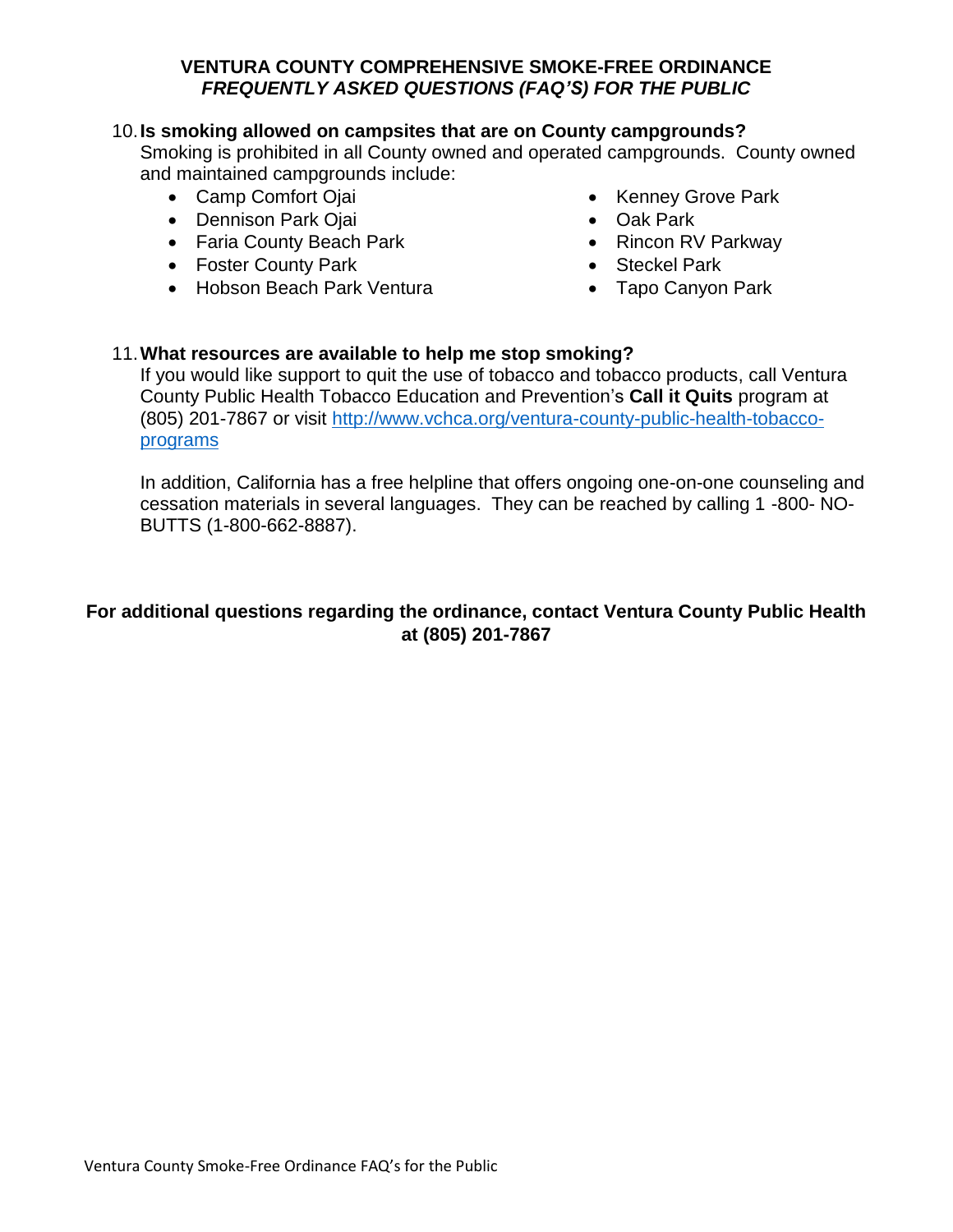**VENTURA COUNTY COMPREHENSIVE SMOKE-FREE ORDINANCE**
***FREQUENTLY ASKED QUESTIONS (FAQ'S) FOR THE PUBLIC***

10. **Is smoking allowed on campsites that are on County campgrounds?**
Smoking is prohibited in all County owned and operated campgrounds. County owned and maintained campgrounds include:
    - Camp Comfort Ojai
    - Dennison Park Ojai
    - Faria County Beach Park
    - Foster County Park
    - Hobson Beach Park Ventura
    - Kenney Grove Park
    - Oak Park
    - Rincon RV Parkway
    - Steckel Park
    - Tapo Canyon Park

11. **What resources are available to help me stop smoking?**
If you would like support to quit the use of tobacco and tobacco products, call Ventura County Public Health Tobacco Education and Prevention's **Call it Quits** program at (805) 201-7867 or visit [http://www.vchca.org/ventura-county-public-health-tobacco-programs](http://www.vchca.org/ventura-county-public-health-tobacco-programs)

    In addition, California has a free helpline that offers ongoing one-on-one counseling and cessation materials in several languages. They can be reached by calling 1 -800- NO-BUTTS (1-800-662-8887).

**For additional questions regarding the ordinance, contact Ventura County Public Health at (805) 201-7867**